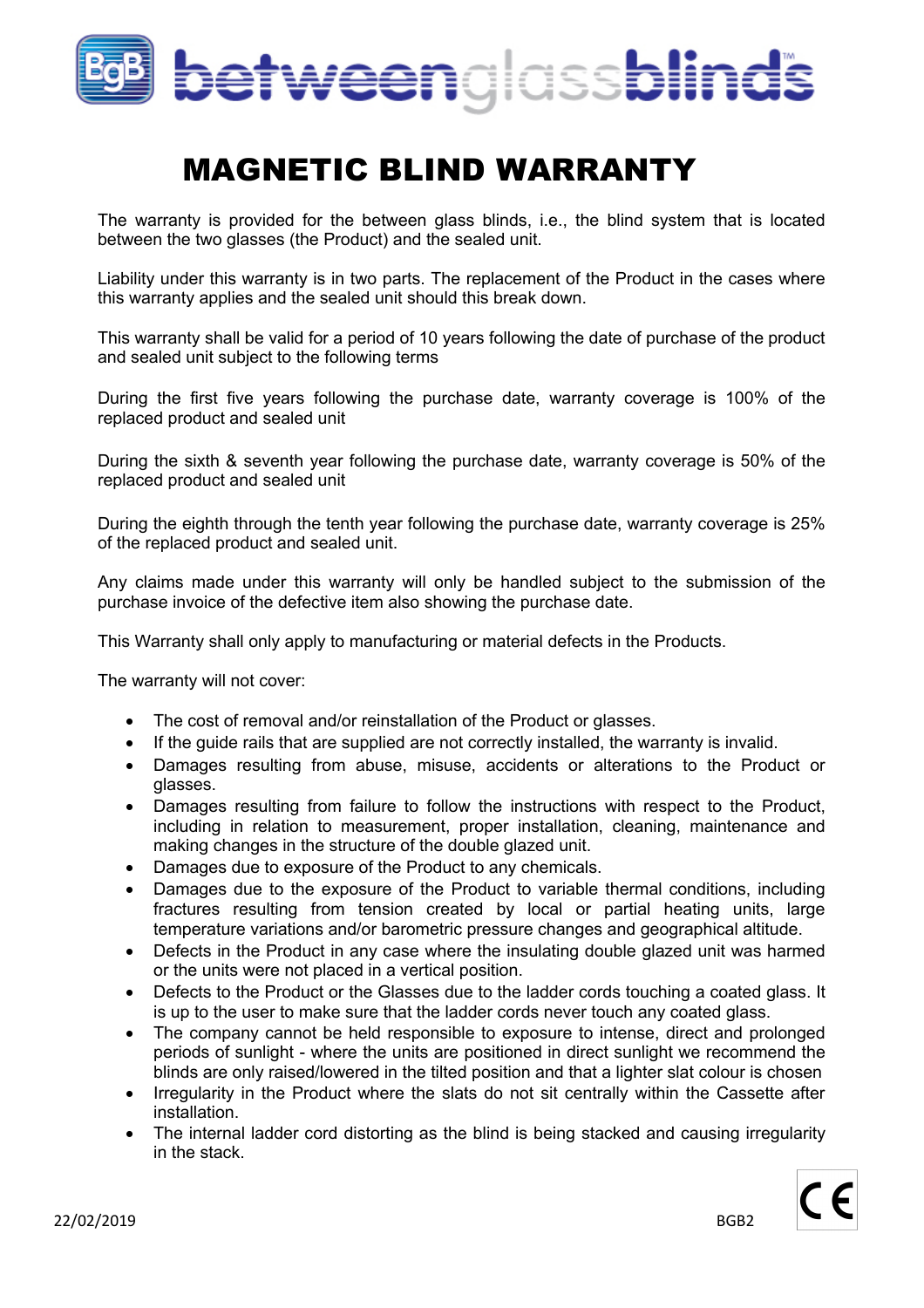# MAGNETIC BLIND WARRANTY

The warranty is provided for the between glass blinds, i.e., the blind system that is located between the two glasses (the Product) and the sealed unit.

Liability under this warranty is in two parts. The replacement of the Product in the cases where this warranty applies and the sealed unit should this break down.

This warranty shall be valid for a period of 10 years following the date of purchase of the product and sealed unit subject to the following terms

During the first five years following the purchase date, warranty coverage is 100% of the replaced product and sealed unit

During the sixth & seventh year following the purchase date, warranty coverage is 50% of the replaced product and sealed unit

During the eighth through the tenth year following the purchase date, warranty coverage is 25% of the replaced product and sealed unit.

Any claims made under this warranty will only be handled subject to the submission of the purchase invoice of the defective item also showing the purchase date.

This Warranty shall only apply to manufacturing or material defects in the Products.

The warranty will not cover:

- The cost of removal and/or reinstallation of the Product or glasses.
- If the guide rails that are supplied are not correctly installed, the warranty is invalid.
- Damages resulting from abuse, misuse, accidents or alterations to the Product or glasses.
- Damages resulting from failure to follow the instructions with respect to the Product, including in relation to measurement, proper installation, cleaning, maintenance and making changes in the structure of the double glazed unit.
- Damages due to exposure of the Product to any chemicals.
- Damages due to the exposure of the Product to variable thermal conditions, including fractures resulting from tension created by local or partial heating units, large temperature variations and/or barometric pressure changes and geographical altitude.
- Defects in the Product in any case where the insulating double glazed unit was harmed or the units were not placed in a vertical position.
- Defects to the Product or the Glasses due to the ladder cords touching a coated glass. It is up to the user to make sure that the ladder cords never touch any coated glass.
- The company cannot be held responsible to exposure to intense, direct and prolonged periods of sunlight - where the units are positioned in direct sunlight we recommend the blinds are only raised/lowered in the tilted position and that a lighter slat colour is chosen
- Irregularity in the Product where the slats do not sit centrally within the Cassette after installation.
- The internal ladder cord distorting as the blind is being stacked and causing irregularity in the stack.

22/02/2019 BGB2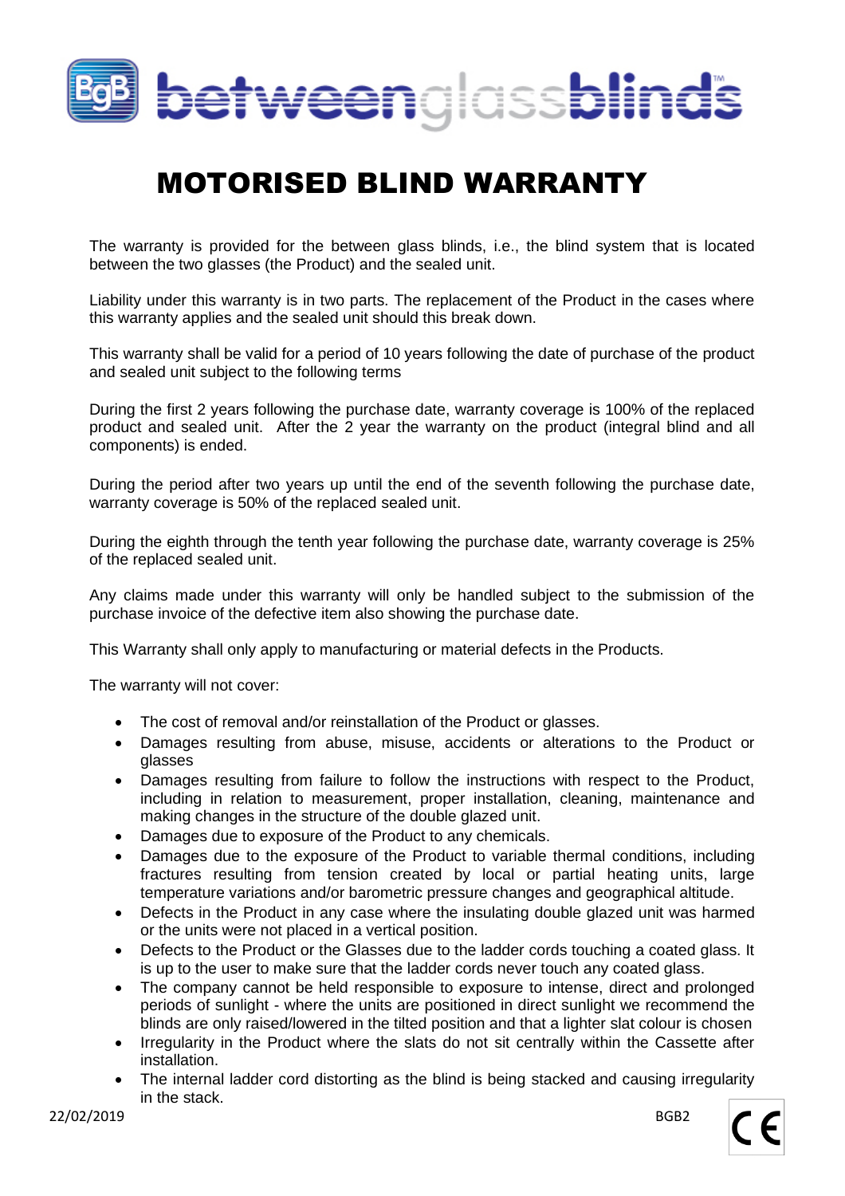# MOTORISED BLIND WARRANTY

The warranty is provided for the between glass blinds, i.e., the blind system that is located between the two glasses (the Product) and the sealed unit.

Liability under this warranty is in two parts. The replacement of the Product in the cases where this warranty applies and the sealed unit should this break down.

This warranty shall be valid for a period of 10 years following the date of purchase of the product and sealed unit subject to the following terms

During the first 2 years following the purchase date, warranty coverage is 100% of the replaced product and sealed unit. After the 2 year the warranty on the product (integral blind and all components) is ended.

During the period after two years up until the end of the seventh following the purchase date, warranty coverage is 50% of the replaced sealed unit.

During the eighth through the tenth year following the purchase date, warranty coverage is 25% of the replaced sealed unit.

Any claims made under this warranty will only be handled subject to the submission of the purchase invoice of the defective item also showing the purchase date.

This Warranty shall only apply to manufacturing or material defects in the Products.

The warranty will not cover:

- The cost of removal and/or reinstallation of the Product or glasses.
- Damages resulting from abuse, misuse, accidents or alterations to the Product or glasses
- Damages resulting from failure to follow the instructions with respect to the Product, including in relation to measurement, proper installation, cleaning, maintenance and making changes in the structure of the double glazed unit.
- Damages due to exposure of the Product to any chemicals.
- Damages due to the exposure of the Product to variable thermal conditions, including fractures resulting from tension created by local or partial heating units, large temperature variations and/or barometric pressure changes and geographical altitude.
- Defects in the Product in any case where the insulating double glazed unit was harmed or the units were not placed in a vertical position.
- Defects to the Product or the Glasses due to the ladder cords touching a coated glass. It is up to the user to make sure that the ladder cords never touch any coated glass.
- The company cannot be held responsible to exposure to intense, direct and prolonged periods of sunlight - where the units are positioned in direct sunlight we recommend the blinds are only raised/lowered in the tilted position and that a lighter slat colour is chosen
- Irregularity in the Product where the slats do not sit centrally within the Cassette after installation.
- The internal ladder cord distorting as the blind is being stacked and causing irregularity in the stack.

22/02/2019 BGB2